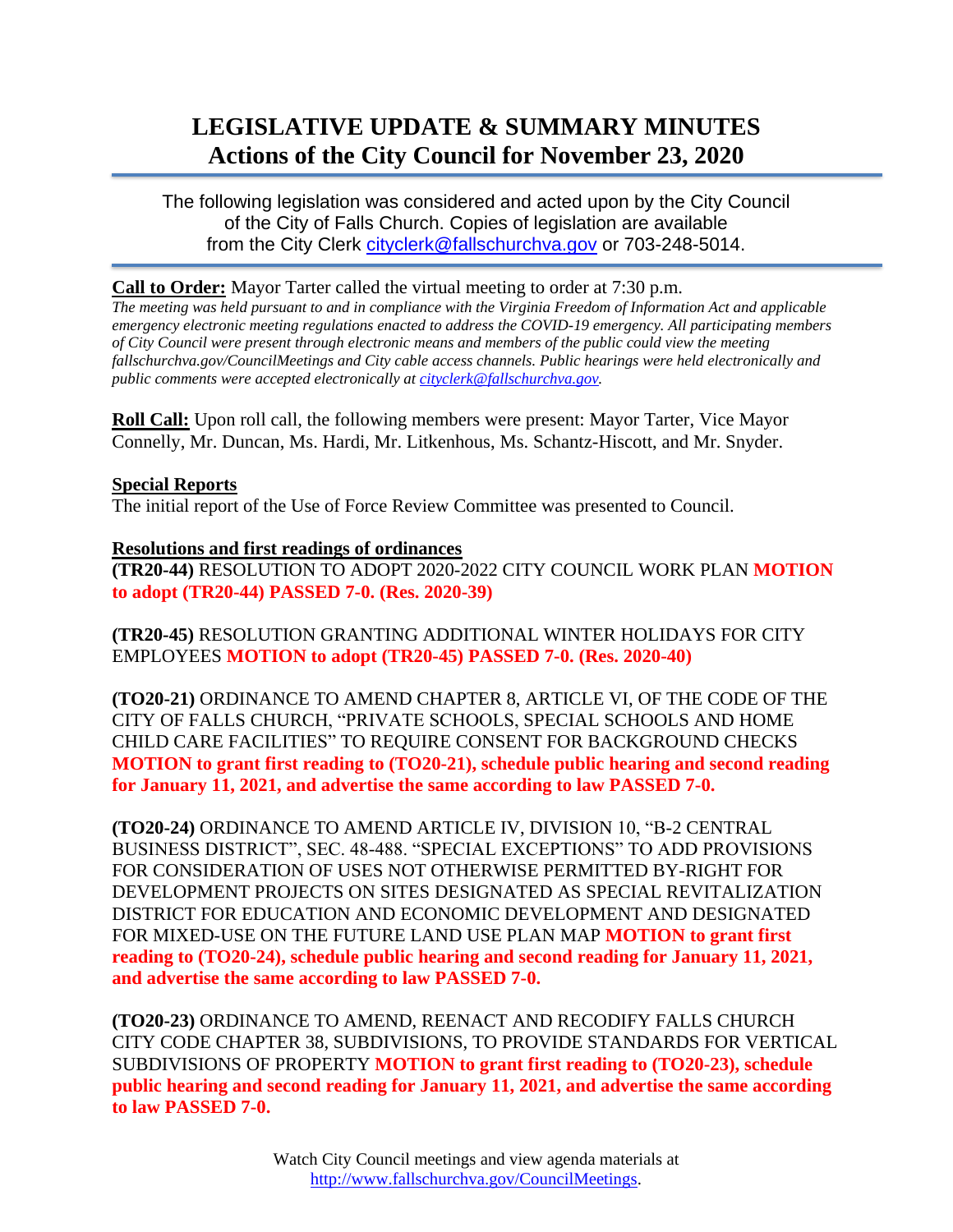# LEGISLATIVE UPDATE & SUMMARY MINUTES
## Actions of the City Council for November 23, 2020

The following legislation was considered and acted upon by the City Council of the City of Falls Church. Copies of legislation are available from the City Clerk cityclerk@fallschurchva.gov or 703-248-5014.

**Call to Order:** Mayor Tarter called the virtual meeting to order at 7:30 p.m.
*The meeting was held pursuant to and in compliance with the Virginia Freedom of Information Act and applicable emergency electronic meeting regulations enacted to address the COVID-19 emergency. All participating members of City Council were present through electronic means and members of the public could view the meeting fallschurchva.gov/CouncilMeetings and City cable access channels. Public hearings were held electronically and public comments were accepted electronically at cityclerk@fallschurchva.gov.*

**Roll Call:** Upon roll call, the following members were present: Mayor Tarter, Vice Mayor Connelly, Mr. Duncan, Ms. Hardi, Mr. Litkenhous, Ms. Schantz-Hiscott, and Mr. Snyder.

**Special Reports**
The initial report of the Use of Force Review Committee was presented to Council.

**Resolutions and first readings of ordinances**
**(TR20-44)** RESOLUTION TO ADOPT 2020-2022 CITY COUNCIL WORK PLAN **MOTION to adopt (TR20-44) PASSED 7-0. (Res. 2020-39)**

**(TR20-45)** RESOLUTION GRANTING ADDITIONAL WINTER HOLIDAYS FOR CITY EMPLOYEES **MOTION to adopt (TR20-45) PASSED 7-0. (Res. 2020-40)**

**(TO20-21)** ORDINANCE TO AMEND CHAPTER 8, ARTICLE VI, OF THE CODE OF THE CITY OF FALLS CHURCH, "PRIVATE SCHOOLS, SPECIAL SCHOOLS AND HOME CHILD CARE FACILITIES" TO REQUIRE CONSENT FOR BACKGROUND CHECKS **MOTION to grant first reading to (TO20-21), schedule public hearing and second reading for January 11, 2021, and advertise the same according to law PASSED 7-0.**

**(TO20-24)** ORDINANCE TO AMEND ARTICLE IV, DIVISION 10, "B-2 CENTRAL BUSINESS DISTRICT", SEC. 48-488. "SPECIAL EXCEPTIONS" TO ADD PROVISIONS FOR CONSIDERATION OF USES NOT OTHERWISE PERMITTED BY-RIGHT FOR DEVELOPMENT PROJECTS ON SITES DESIGNATED AS SPECIAL REVITALIZATION DISTRICT FOR EDUCATION AND ECONOMIC DEVELOPMENT AND DESIGNATED FOR MIXED-USE ON THE FUTURE LAND USE PLAN MAP **MOTION to grant first reading to (TO20-24), schedule public hearing and second reading for January 11, 2021, and advertise the same according to law PASSED 7-0.**

**(TO20-23)** ORDINANCE TO AMEND, REENACT AND RECODIFY FALLS CHURCH CITY CODE CHAPTER 38, SUBDIVISIONS, TO PROVIDE STANDARDS FOR VERTICAL SUBDIVISIONS OF PROPERTY **MOTION to grant first reading to (TO20-23), schedule public hearing and second reading for January 11, 2021, and advertise the same according to law PASSED 7-0.**

Watch City Council meetings and view agenda materials at http://www.fallschurchva.gov/CouncilMeetings.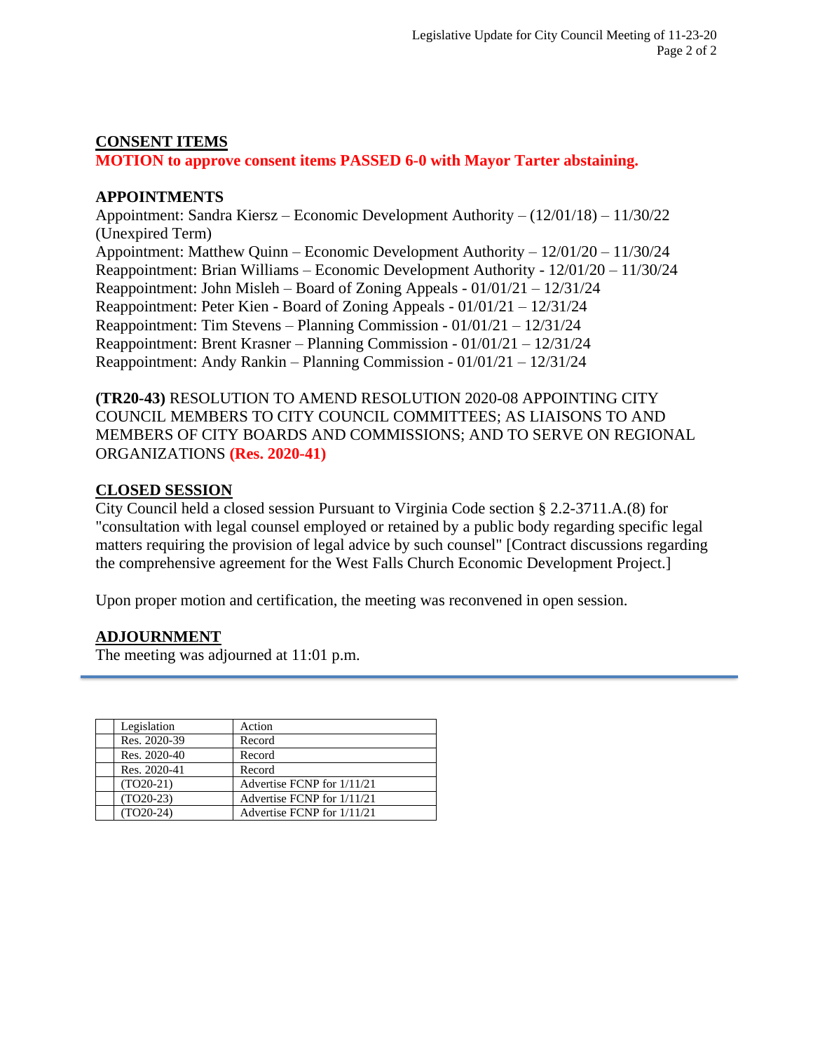## CONSENT ITEMS

**MOTION to approve consent items PASSED 6-0 with Mayor Tarter abstaining.**

**APPOINTMENTS**

Appointment: Sandra Kiersz – Economic Development Authority – (12/01/18) – 11/30/22 (Unexpired Term)
Appointment: Matthew Quinn – Economic Development Authority – 12/01/20 – 11/30/24
Reappointment: Brian Williams – Economic Development Authority - 12/01/20 – 11/30/24
Reappointment: John Misleh – Board of Zoning Appeals - 01/01/21 – 12/31/24
Reappointment: Peter Kien - Board of Zoning Appeals - 01/01/21 – 12/31/24
Reappointment: Tim Stevens – Planning Commission - 01/01/21 – 12/31/24
Reappointment: Brent Krasner – Planning Commission - 01/01/21 – 12/31/24
Reappointment: Andy Rankin – Planning Commission - 01/01/21 – 12/31/24

**(TR20-43)** RESOLUTION TO AMEND RESOLUTION 2020-08 APPOINTING CITY COUNCIL MEMBERS TO CITY COUNCIL COMMITTEES; AS LIAISONS TO AND MEMBERS OF CITY BOARDS AND COMMISSIONS; AND TO SERVE ON REGIONAL ORGANIZATIONS **(Res. 2020-41)**

## CLOSED SESSION

City Council held a closed session Pursuant to Virginia Code section § 2.2-3711.A.(8) for "consultation with legal counsel employed or retained by a public body regarding specific legal matters requiring the provision of legal advice by such counsel" [Contract discussions regarding the comprehensive agreement for the West Falls Church Economic Development Project.]

Upon proper motion and certification, the meeting was reconvened in open session.

## ADJOURNMENT

The meeting was adjourned at 11:01 p.m.

| | Legislation | Action |
|---|---|---|
| | Res. 2020-39 | Record |
| | Res. 2020-40 | Record |
| | Res. 2020-41 | Record |
| | (TO20-21) | Advertise FCNP for 1/11/21 |
| | (TO20-23) | Advertise FCNP for 1/11/21 |
| | (TO20-24) | Advertise FCNP for 1/11/21 |